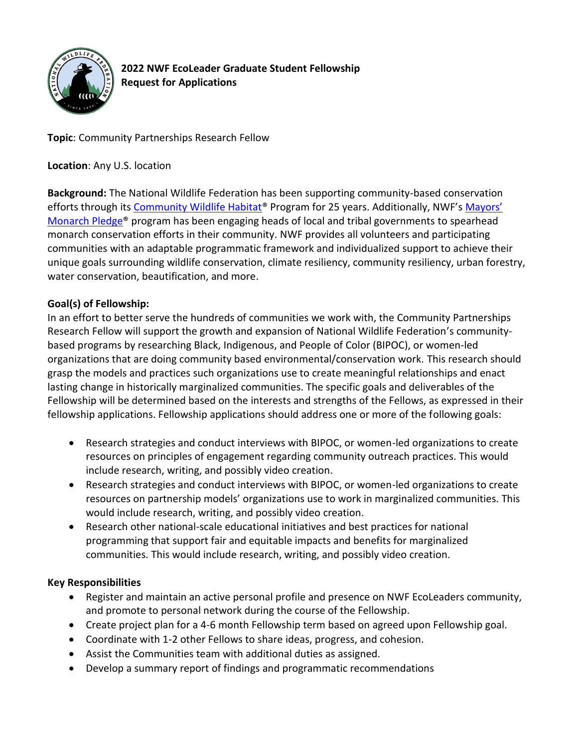**2022 NWF EcoLeader Graduate Student Fellowship**
**Request for Applications**

**Topic**: Community Partnerships Research Fellow

**Location**: Any U.S. location

**Background:** The National Wildlife Federation has been supporting community-based conservation efforts through its Community Wildlife Habitat® Program for 25 years. Additionally, NWF's Mayors' Monarch Pledge® program has been engaging heads of local and tribal governments to spearhead monarch conservation efforts in their community. NWF provides all volunteers and participating communities with an adaptable programmatic framework and individualized support to achieve their unique goals surrounding wildlife conservation, climate resiliency, community resiliency, urban forestry, water conservation, beautification, and more.

**Goal(s) of Fellowship:**
In an effort to better serve the hundreds of communities we work with, the Community Partnerships Research Fellow will support the growth and expansion of National Wildlife Federation's community-based programs by researching Black, Indigenous, and People of Color (BIPOC), or women-led organizations that are doing community based environmental/conservation work. This research should grasp the models and practices such organizations use to create meaningful relationships and enact lasting change in historically marginalized communities. The specific goals and deliverables of the Fellowship will be determined based on the interests and strengths of the Fellows, as expressed in their fellowship applications. Fellowship applications should address one or more of the following goals:

- Research strategies and conduct interviews with BIPOC, or women-led organizations to create resources on principles of engagement regarding community outreach practices. This would include research, writing, and possibly video creation.
- Research strategies and conduct interviews with BIPOC, or women-led organizations to create resources on partnership models' organizations use to work in marginalized communities. This would include research, writing, and possibly video creation.
- Research other national-scale educational initiatives and best practices for national programming that support fair and equitable impacts and benefits for marginalized communities. This would include research, writing, and possibly video creation.

**Key Responsibilities**

- Register and maintain an active personal profile and presence on NWF EcoLeaders community, and promote to personal network during the course of the Fellowship.
- Create project plan for a 4-6 month Fellowship term based on agreed upon Fellowship goal.
- Coordinate with 1-2 other Fellows to share ideas, progress, and cohesion.
- Assist the Communities team with additional duties as assigned.
- Develop a summary report of findings and programmatic recommendations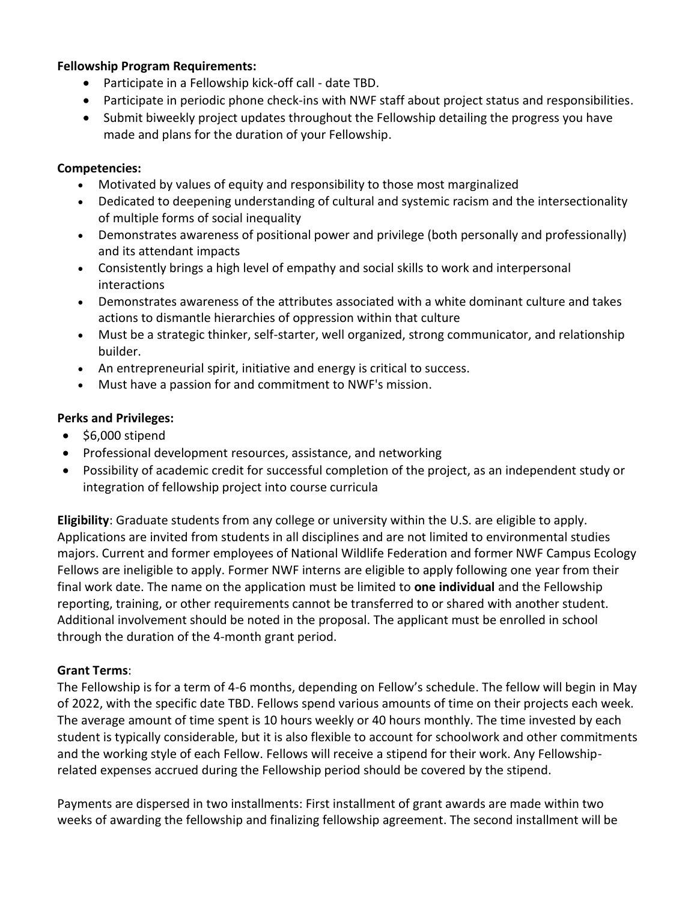**Fellowship Program Requirements:**

- Participate in a Fellowship kick-off call - date TBD.
- Participate in periodic phone check-ins with NWF staff about project status and responsibilities.
- Submit biweekly project updates throughout the Fellowship detailing the progress you have made and plans for the duration of your Fellowship.

**Competencies:**

- Motivated by values of equity and responsibility to those most marginalized
- Dedicated to deepening understanding of cultural and systemic racism and the intersectionality of multiple forms of social inequality
- Demonstrates awareness of positional power and privilege (both personally and professionally) and its attendant impacts
- Consistently brings a high level of empathy and social skills to work and interpersonal interactions
- Demonstrates awareness of the attributes associated with a white dominant culture and takes actions to dismantle hierarchies of oppression within that culture
- Must be a strategic thinker, self-starter, well organized, strong communicator, and relationship builder.
- An entrepreneurial spirit, initiative and energy is critical to success.
- Must have a passion for and commitment to NWF's mission.

**Perks and Privileges:**

- $6,000 stipend
- Professional development resources, assistance, and networking
- Possibility of academic credit for successful completion of the project, as an independent study or integration of fellowship project into course curricula

**Eligibility**: Graduate students from any college or university within the U.S. are eligible to apply. Applications are invited from students in all disciplines and are not limited to environmental studies majors. Current and former employees of National Wildlife Federation and former NWF Campus Ecology Fellows are ineligible to apply. Former NWF interns are eligible to apply following one year from their final work date. The name on the application must be limited to **one individual** and the Fellowship reporting, training, or other requirements cannot be transferred to or shared with another student. Additional involvement should be noted in the proposal. The applicant must be enrolled in school through the duration of the 4-month grant period.

**Grant Terms**:

The Fellowship is for a term of 4-6 months, depending on Fellow's schedule. The fellow will begin in May of 2022, with the specific date TBD. Fellows spend various amounts of time on their projects each week. The average amount of time spent is 10 hours weekly or 40 hours monthly. The time invested by each student is typically considerable, but it is also flexible to account for schoolwork and other commitments and the working style of each Fellow. Fellows will receive a stipend for their work. Any Fellowship-related expenses accrued during the Fellowship period should be covered by the stipend.

Payments are dispersed in two installments: First installment of grant awards are made within two weeks of awarding the fellowship and finalizing fellowship agreement. The second installment will be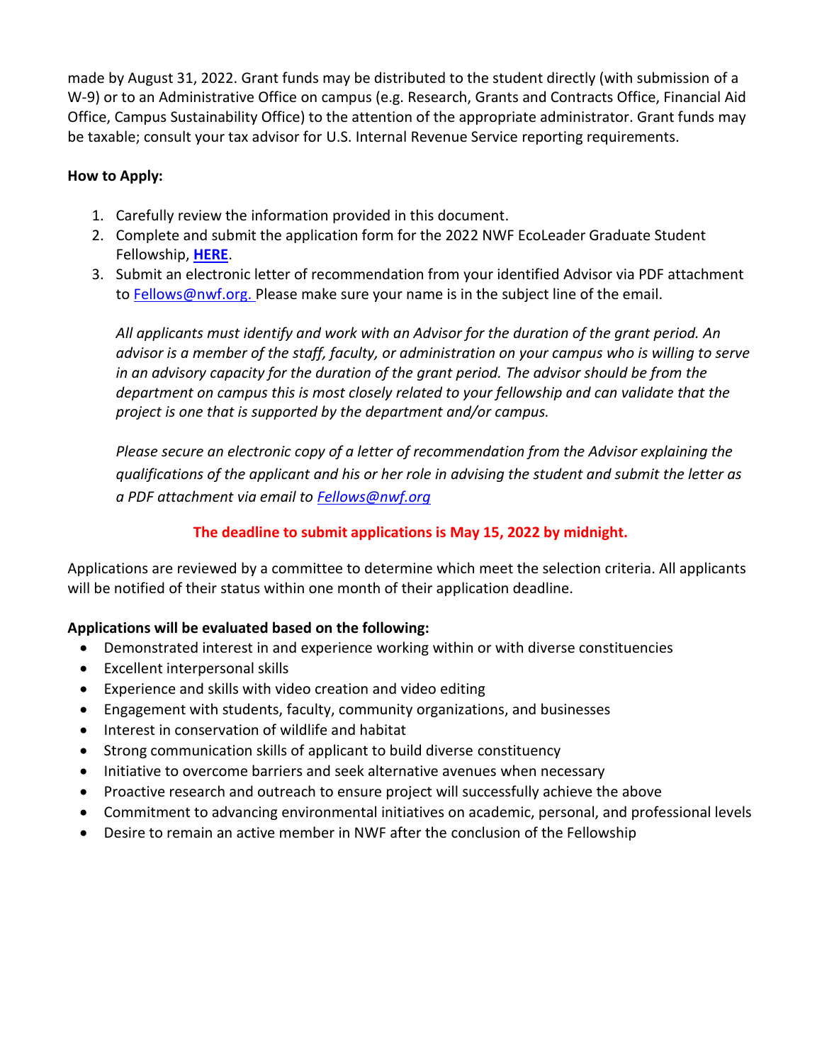made by August 31, 2022. Grant funds may be distributed to the student directly (with submission of a W-9) or to an Administrative Office on campus (e.g. Research, Grants and Contracts Office, Financial Aid Office, Campus Sustainability Office) to the attention of the appropriate administrator. Grant funds may be taxable; consult your tax advisor for U.S. Internal Revenue Service reporting requirements.

**How to Apply:**

1. Carefully review the information provided in this document.
2. Complete and submit the application form for the 2022 NWF EcoLeader Graduate Student Fellowship, **HERE**.
3. Submit an electronic letter of recommendation from your identified Advisor via PDF attachment to Fellows@nwf.org. Please make sure your name is in the subject line of the email.

   *All applicants must identify and work with an Advisor for the duration of the grant period. An advisor is a member of the staff, faculty, or administration on your campus who is willing to serve in an advisory capacity for the duration of the grant period. The advisor should be from the department on campus this is most closely related to your fellowship and can validate that the project is one that is supported by the department and/or campus.*

   *Please secure an electronic copy of a letter of recommendation from the Advisor explaining the qualifications of the applicant and his or her role in advising the student and submit the letter as a PDF attachment via email to Fellows@nwf.org*

**The deadline to submit applications is May 15, 2022 by midnight.**

Applications are reviewed by a committee to determine which meet the selection criteria. All applicants will be notified of their status within one month of their application deadline.

**Applications will be evaluated based on the following:**

- Demonstrated interest in and experience working within or with diverse constituencies
- Excellent interpersonal skills
- Experience and skills with video creation and video editing
- Engagement with students, faculty, community organizations, and businesses
- Interest in conservation of wildlife and habitat
- Strong communication skills of applicant to build diverse constituency
- Initiative to overcome barriers and seek alternative avenues when necessary
- Proactive research and outreach to ensure project will successfully achieve the above
- Commitment to advancing environmental initiatives on academic, personal, and professional levels
- Desire to remain an active member in NWF after the conclusion of the Fellowship